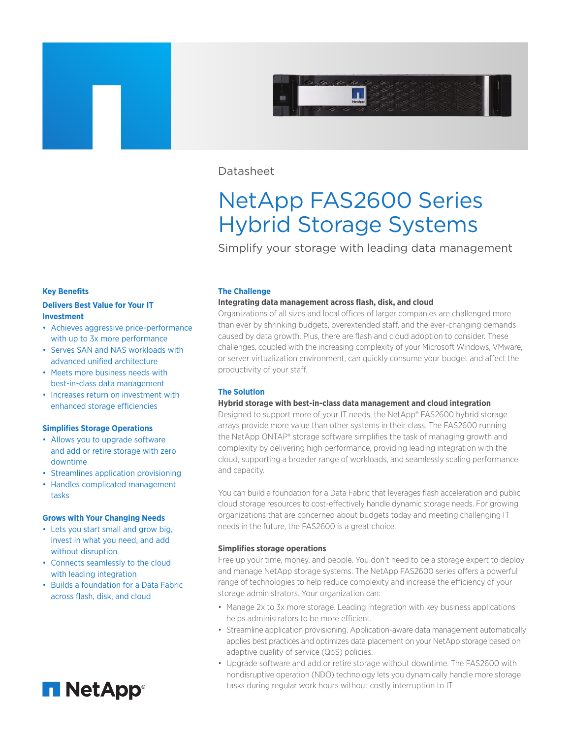Datasheet

# NetApp FAS2600 Series Hybrid Storage Systems

Simplify your storage with leading data management

## Key Benefits

### Delivers Best Value for Your IT Investment

- Achieves aggressive price-performance with up to 3x more performance
- Serves SAN and NAS workloads with advanced unified architecture
- Meets more business needs with best-in-class data management
- Increases return on investment with enhanced storage efficiencies

### Simplifies Storage Operations

- Allows you to upgrade software and add or retire storage with zero downtime
- Streamlines application provisioning
- Handles complicated management tasks

### Grows with Your Changing Needs

- Lets you start small and grow big, invest in what you need, and add without disruption
- Connects seamlessly to the cloud with leading integration
- Builds a foundation for a Data Fabric across flash, disk, and cloud

## The Challenge

**Integrating data management across flash, disk, and cloud**

Organizations of all sizes and local offices of larger companies are challenged more than ever by shrinking budgets, overextended staff, and the ever-changing demands caused by data growth. Plus, there are flash and cloud adoption to consider. These challenges, coupled with the increasing complexity of your Microsoft Windows, VMware, or server virtualization environment, can quickly consume your budget and affect the productivity of your staff.

## The Solution

**Hybrid storage with best-in-class data management and cloud integration**

Designed to support more of your IT needs, the NetApp® FAS2600 hybrid storage arrays provide more value than other systems in their class. The FAS2600 running the NetApp ONTAP® storage software simplifies the task of managing growth and complexity by delivering high performance, providing leading integration with the cloud, supporting a broader range of workloads, and seamlessly scaling performance and capacity.

You can build a foundation for a Data Fabric that leverages flash acceleration and public cloud storage resources to cost-effectively handle dynamic storage needs. For growing organizations that are concerned about budgets today and meeting challenging IT needs in the future, the FAS2600 is a great choice.

### Simplifies storage operations

Free up your time, money, and people. You don't need to be a storage expert to deploy and manage NetApp storage systems. The NetApp FAS2600 series offers a powerful range of technologies to help reduce complexity and increase the efficiency of your storage administrators. Your organization can:

- Manage 2x to 3x more storage. Leading integration with key business applications helps administrators to be more efficient.
- Streamline application provisioning. Application-aware data management automatically applies best practices and optimizes data placement on your NetApp storage based on adaptive quality of service (QoS) policies.
- Upgrade software and add or retire storage without downtime. The FAS2600 with nondisruptive operation (NDO) technology lets you dynamically handle more storage tasks during regular work hours without costly interruption to IT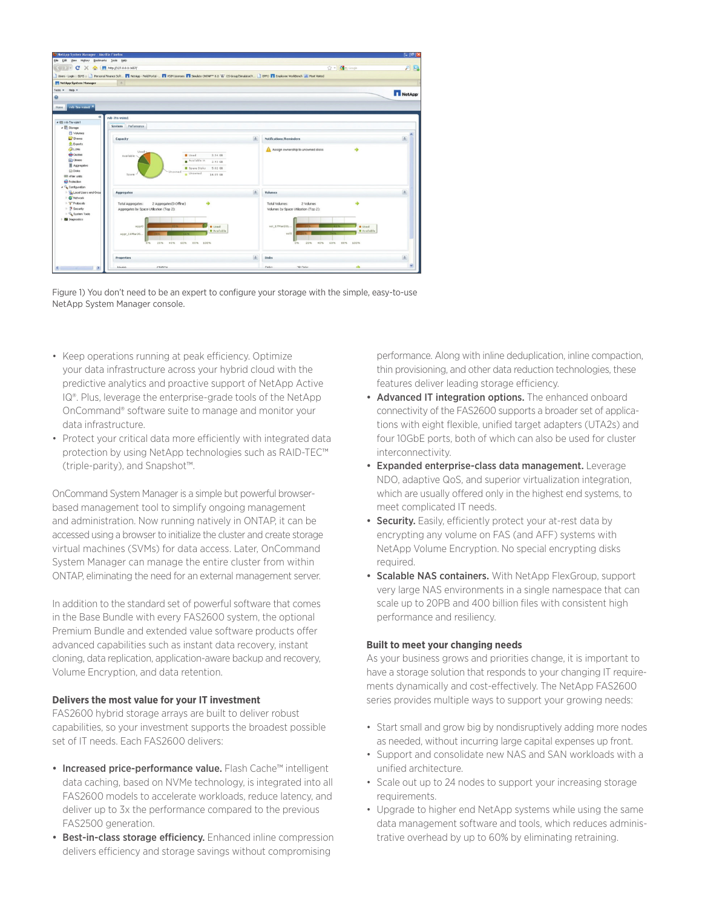Figure 1) You don't need to be an expert to configure your storage with the simple, easy-to-use NetApp System Manager console.

- Keep operations running at peak efficiency. Optimize your data infrastructure across your hybrid cloud with the predictive analytics and proactive support of NetApp Active IQ®. Plus, leverage the enterprise-grade tools of the NetApp OnCommand® software suite to manage and monitor your data infrastructure.
- Protect your critical data more efficiently with integrated data protection by using NetApp technologies such as RAID-TEC™ (triple-parity), and Snapshot™.

OnCommand System Manager is a simple but powerful browser-based management tool to simplify ongoing management and administration. Now running natively in ONTAP, it can be accessed using a browser to initialize the cluster and create storage virtual machines (SVMs) for data access. Later, OnCommand System Manager can manage the entire cluster from within ONTAP, eliminating the need for an external management server.

In addition to the standard set of powerful software that comes in the Base Bundle with every FAS2600 system, the optional Premium Bundle and extended value software products offer advanced capabilities such as instant data recovery, instant cloning, data replication, application-aware backup and recovery, Volume Encryption, and data retention.

### Delivers the most value for your IT investment

FAS2600 hybrid storage arrays are built to deliver robust capabilities, so your investment supports the broadest possible set of IT needs. Each FAS2600 delivers:

- **Increased price-performance value.** Flash Cache™ intelligent data caching, based on NVMe technology, is integrated into all FAS2600 models to accelerate workloads, reduce latency, and deliver up to 3x the performance compared to the previous FAS2500 generation.
- **Best-in-class storage efficiency.** Enhanced inline compression delivers efficiency and storage savings without compromising performance. Along with inline deduplication, inline compaction, thin provisioning, and other data reduction technologies, these features deliver leading storage efficiency.
- **Advanced IT integration options.** The enhanced onboard connectivity of the FAS2600 supports a broader set of applications with eight flexible, unified target adapters (UTA2s) and four 10GbE ports, both of which can also be used for cluster interconnectivity.
- **Expanded enterprise-class data management.** Leverage NDO, adaptive QoS, and superior virtualization integration, which are usually offered only in the highest end systems, to meet complicated IT needs.
- **Security.** Easily, efficiently protect your at-rest data by encrypting any volume on FAS (and AFF) systems with NetApp Volume Encryption. No special encrypting disks required.
- **Scalable NAS containers.** With NetApp FlexGroup, support very large NAS environments in a single namespace that can scale up to 20PB and 400 billion files with consistent high performance and resiliency.

### Built to meet your changing needs

As your business grows and priorities change, it is important to have a storage solution that responds to your changing IT requirements dynamically and cost-effectively. The NetApp FAS2600 series provides multiple ways to support your growing needs:

- Start small and grow big by nondisruptively adding more nodes as needed, without incurring large capital expenses up front.
- Support and consolidate new NAS and SAN workloads with a unified architecture.
- Scale out up to 24 nodes to support your increasing storage requirements.
- Upgrade to higher end NetApp systems while using the same data management software and tools, which reduces administrative overhead by up to 60% by eliminating retraining.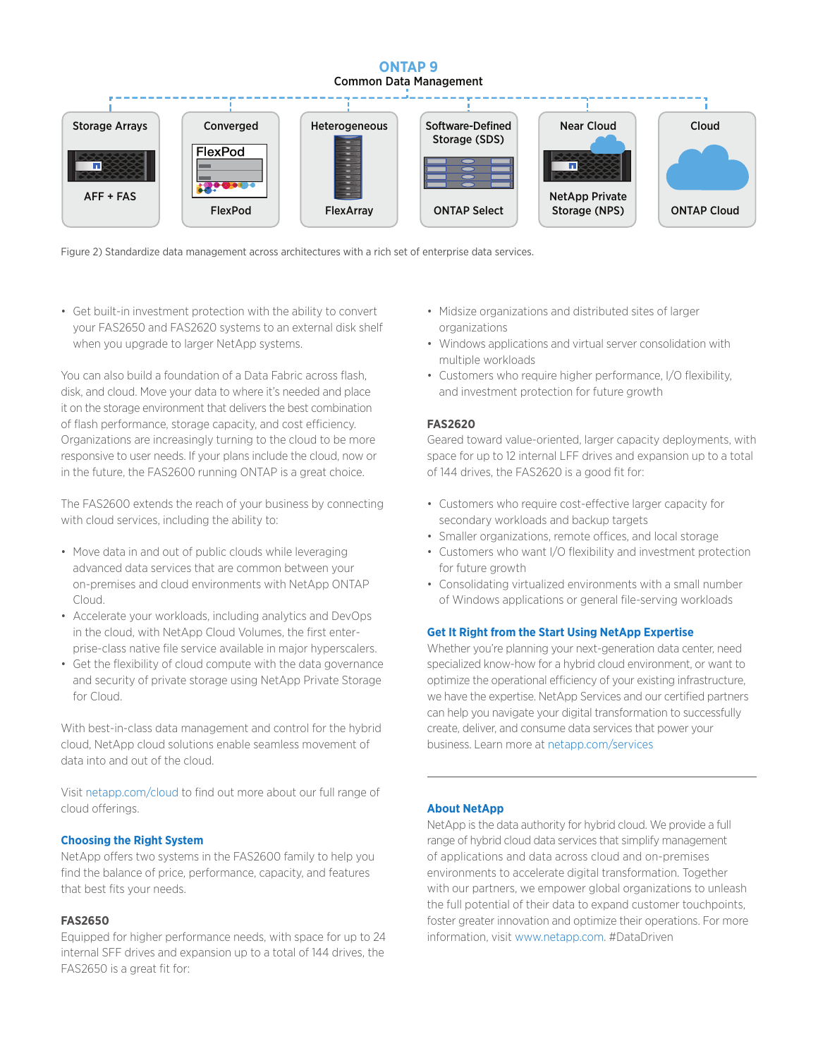**ONTAP 9**
Common Data Management

| Storage Arrays | Converged | Heterogeneous | Software-Defined Storage (SDS) | Near Cloud | Cloud |
|---|---|---|---|---|---|
| AFF + FAS | FlexPod | FlexArray | ONTAP Select | NetApp Private Storage (NPS) | ONTAP Cloud |

Figure 2) Standardize data management across architectures with a rich set of enterprise data services.

- Get built-in investment protection with the ability to convert your FAS2650 and FAS2620 systems to an external disk shelf when you upgrade to larger NetApp systems.

You can also build a foundation of a Data Fabric across flash, disk, and cloud. Move your data to where it's needed and place it on the storage environment that delivers the best combination of flash performance, storage capacity, and cost efficiency. Organizations are increasingly turning to the cloud to be more responsive to user needs. If your plans include the cloud, now or in the future, the FAS2600 running ONTAP is a great choice.

The FAS2600 extends the reach of your business by connecting with cloud services, including the ability to:

- Move data in and out of public clouds while leveraging advanced data services that are common between your on-premises and cloud environments with NetApp ONTAP Cloud.
- Accelerate your workloads, including analytics and DevOps in the cloud, with NetApp Cloud Volumes, the first enterprise-class native file service available in major hyperscalers.
- Get the flexibility of cloud compute with the data governance and security of private storage using NetApp Private Storage for Cloud.

With best-in-class data management and control for the hybrid cloud, NetApp cloud solutions enable seamless movement of data into and out of the cloud.

Visit netapp.com/cloud to find out more about our full range of cloud offerings.

## Choosing the Right System

NetApp offers two systems in the FAS2600 family to help you find the balance of price, performance, capacity, and features that best fits your needs.

### FAS2650

Equipped for higher performance needs, with space for up to 24 internal SFF drives and expansion up to a total of 144 drives, the FAS2650 is a great fit for:

- Midsize organizations and distributed sites of larger organizations
- Windows applications and virtual server consolidation with multiple workloads
- Customers who require higher performance, I/O flexibility, and investment protection for future growth

### FAS2620

Geared toward value-oriented, larger capacity deployments, with space for up to 12 internal LFF drives and expansion up to a total of 144 drives, the FAS2620 is a good fit for:

- Customers who require cost-effective larger capacity for secondary workloads and backup targets
- Smaller organizations, remote offices, and local storage
- Customers who want I/O flexibility and investment protection for future growth
- Consolidating virtualized environments with a small number of Windows applications or general file-serving workloads

## Get It Right from the Start Using NetApp Expertise

Whether you're planning your next-generation data center, need specialized know-how for a hybrid cloud environment, or want to optimize the operational efficiency of your existing infrastructure, we have the expertise. NetApp Services and our certified partners can help you navigate your digital transformation to successfully create, deliver, and consume data services that power your business. Learn more at netapp.com/services

---

## About NetApp

NetApp is the data authority for hybrid cloud. We provide a full range of hybrid cloud data services that simplify management of applications and data across cloud and on-premises environments to accelerate digital transformation. Together with our partners, we empower global organizations to unleash the full potential of their data to expand customer touchpoints, foster greater innovation and optimize their operations. For more information, visit www.netapp.com. #DataDriven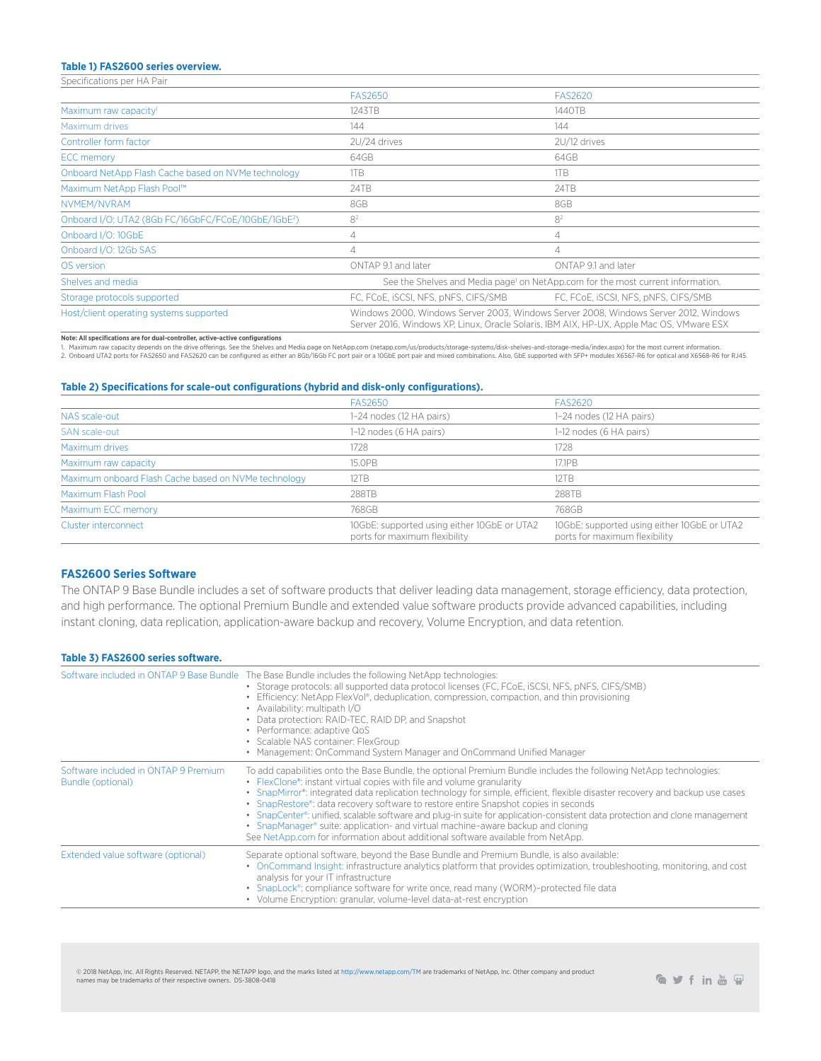**Table 1) FAS2600 series overview.**

| Specifications per HA Pair | | |
|---|---|---|
| | FAS2650 | FAS2620 |
| Maximum raw capacity[1] | 1243TB | 1440TB |
| Maximum drives | 144 | 144 |
| Controller form factor | 2U/24 drives | 2U/12 drives |
| ECC memory | 64GB | 64GB |
| Onboard NetApp Flash Cache based on NVMe technology | 1TB | 1TB |
| Maximum NetApp Flash Pool™ | 24TB | 24TB |
| NVMEM/NVRAM | 8GB | 8GB |
| Onboard I/O: UTA2 (8Gb FC/16GbFC/FCoE/10GbE/1GbE[2]) | 8[2] | 8[2] |
| Onboard I/O: 10GbE | 4 | 4 |
| Onboard I/O: 12Gb SAS | 4 | 4 |
| OS version | ONTAP 9.1 and later | ONTAP 9.1 and later |
| Shelves and media | See the Shelves and Media page[1] on NetApp.com for the most current information. | |
| Storage protocols supported | FC, FCoE, iSCSI, NFS, pNFS, CIFS/SMB | FC, FCoE, iSCSI, NFS, pNFS, CIFS/SMB |
| Host/client operating systems supported | Windows 2000, Windows Server 2003, Windows Server 2008, Windows Server 2012, Windows Server 2016, Windows XP, Linux, Oracle Solaris, IBM AIX, HP-UX, Apple Mac OS, VMware ESX | |

**Note: All specifications are for dual-controller, active-active configurations**

1. Maximum raw capacity depends on the drive offerings. See the Shelves and Media page on NetApp.com (netapp.com/us/products/storage-systems/disk-shelves-and-storage-media/index.aspx) for the most current information.
2. Onboard UTA2 ports for FAS2650 and FAS2620 can be configured as either an 8Gb/16Gb FC port pair or a 10GbE port pair and mixed combinations. Also, GbE supported with SFP+ modules X6567-R6 for optical and X6568-R6 for RJ45.

**Table 2) Specifications for scale-out configurations (hybrid and disk-only configurations).**

| | FAS2650 | FAS2620 |
|---|---|---|
| NAS scale-out | 1–24 nodes (12 HA pairs) | 1–24 nodes (12 HA pairs) |
| SAN scale-out | 1–12 nodes (6 HA pairs) | 1–12 nodes (6 HA pairs) |
| Maximum drives | 1728 | 1728 |
| Maximum raw capacity | 15.0PB | 17.1PB |
| Maximum onboard Flash Cache based on NVMe technology | 12TB | 12TB |
| Maximum Flash Pool | 288TB | 288TB |
| Maximum ECC memory | 768GB | 768GB |
| Cluster interconnect | 10GbE: supported using either 10GbE or UTA2 ports for maximum flexibility | 10GbE: supported using either 10GbE or UTA2 ports for maximum flexibility |

## FAS2600 Series Software

The ONTAP 9 Base Bundle includes a set of software products that deliver leading data management, storage efficiency, data protection, and high performance. The optional Premium Bundle and extended value software products provide advanced capabilities, including instant cloning, data replication, application-aware backup and recovery, Volume Encryption, and data retention.

**Table 3) FAS2600 series software.**

| | |
|---|---|
| Software included in ONTAP 9 Base Bundle | The Base Bundle includes the following NetApp technologies:<br>• Storage protocols: all supported data protocol licenses (FC, FCoE, iSCSI, NFS, pNFS, CIFS/SMB)<br>• Efficiency: NetApp FlexVol®, deduplication, compression, compaction, and thin provisioning<br>• Availability: multipath I/O<br>• Data protection: RAID-TEC, RAID DP, and Snapshot<br>• Performance: adaptive QoS<br>• Scalable NAS container: FlexGroup<br>• Management: OnCommand System Manager and OnCommand Unified Manager |
| Software included in ONTAP 9 Premium Bundle (optional) | To add capabilities onto the Base Bundle, the optional Premium Bundle includes the following NetApp technologies:<br>• FlexClone®: instant virtual copies with file and volume granularity<br>• SnapMirror®: integrated data replication technology for simple, efficient, flexible disaster recovery and backup use cases<br>• SnapRestore®: data recovery software to restore entire Snapshot copies in seconds<br>• SnapCenter®: unified, scalable software and plug-in suite for application-consistent data protection and clone management<br>• SnapManager® suite: application- and virtual machine–aware backup and cloning<br>See NetApp.com for information about additional software available from NetApp. |
| Extended value software (optional) | Separate optional software, beyond the Base Bundle and Premium Bundle, is also available:<br>• OnCommand Insight: infrastructure analytics platform that provides optimization, troubleshooting, monitoring, and cost analysis for your IT infrastructure<br>• SnapLock®: compliance software for write once, read many (WORM)–protected file data<br>• Volume Encryption: granular, volume-level data-at-rest encryption |

© 2018 NetApp, Inc. All Rights Reserved. NETAPP, the NETAPP logo, and the marks listed at http://www.netapp.com/TM are trademarks of NetApp, Inc. Other company and product names may be trademarks of their respective owners. DS-3808-0418